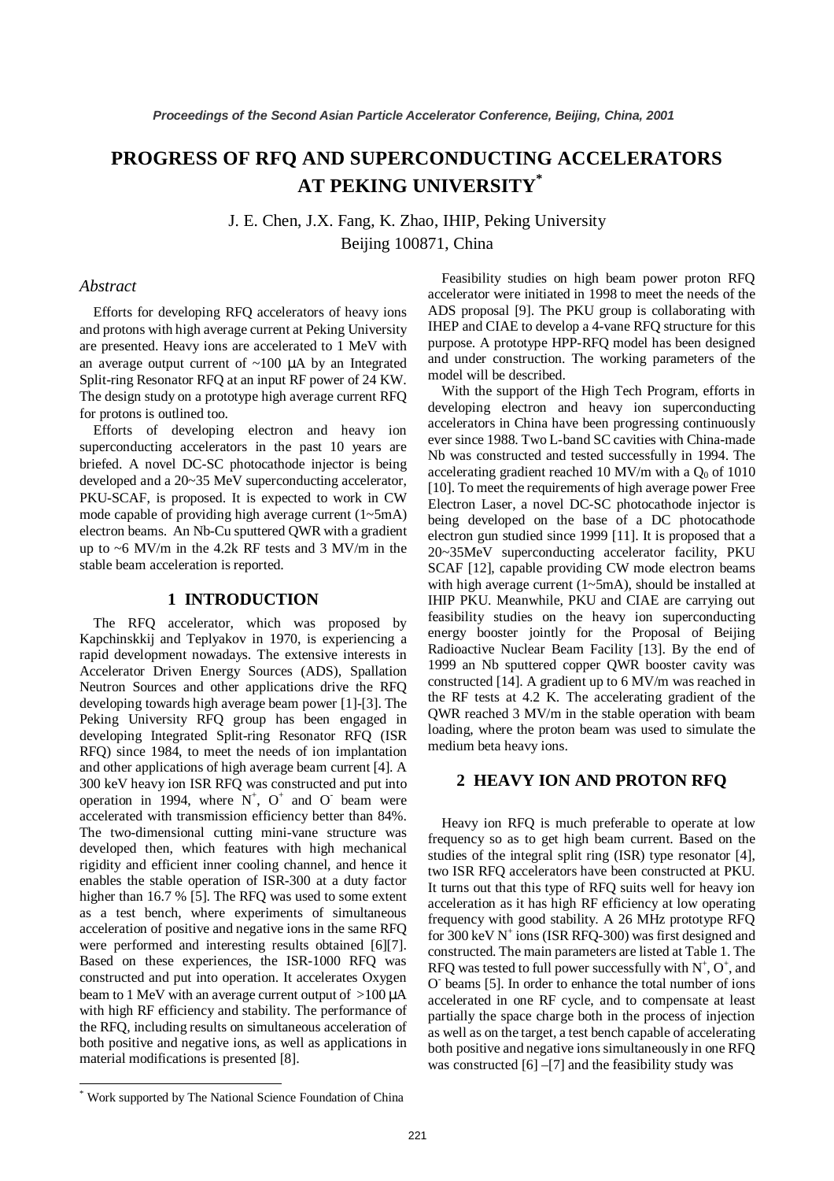# PROGRESS OF RFQ AND SUPERCONDUCTING ACCELERATORS AT PEKING UNIVERSITY*

J. E. Chen, J.X. Fang, K. Zhao, IHIP, Peking University
Beijing 100871, China

## *Abstract*

Efforts for developing RFQ accelerators of heavy ions and protons with high average current at Peking University are presented. Heavy ions are accelerated to 1 MeV with an average output current of ~100 μA by an Integrated Split-ring Resonator RFQ at an input RF power of 24 KW. The design study on a prototype high average current RFQ for protons is outlined too.

Efforts of developing electron and heavy ion superconducting accelerators in the past 10 years are briefed. A novel DC-SC photocathode injector is being developed and a 20~35 MeV superconducting accelerator, PKU-SCAF, is proposed. It is expected to work in CW mode capable of providing high average current (1~5mA) electron beams. An Nb-Cu sputtered QWR with a gradient up to ~6 MV/m in the 4.2k RF tests and 3 MV/m in the stable beam acceleration is reported.

## 1 INTRODUCTION

The RFQ accelerator, which was proposed by Kapchinskkij and Teplyakov in 1970, is experiencing a rapid development nowadays. The extensive interests in Accelerator Driven Energy Sources (ADS), Spallation Neutron Sources and other applications drive the RFQ developing towards high average beam power [1]-[3]. The Peking University RFQ group has been engaged in developing Integrated Split-ring Resonator RFQ (ISR RFQ) since 1984, to meet the needs of ion implantation and other applications of high average beam current [4]. A 300 keV heavy ion ISR RFQ was constructed and put into operation in 1994, where $N^+$, $O^+$ and $O^-$ beam were accelerated with transmission efficiency better than 84%. The two-dimensional cutting mini-vane structure was developed then, which features with high mechanical rigidity and efficient inner cooling channel, and hence it enables the stable operation of ISR-300 at a duty factor higher than 16.7 % [5]. The RFQ was used to some extent as a test bench, where experiments of simultaneous acceleration of positive and negative ions in the same RFQ were performed and interesting results obtained [6][7]. Based on these experiences, the ISR-1000 RFQ was constructed and put into operation. It accelerates Oxygen beam to 1 MeV with an average current output of >100 μA with high RF efficiency and stability. The performance of the RFQ, including results on simultaneous acceleration of both positive and negative ions, as well as applications in material modifications is presented [8].

Feasibility studies on high beam power proton RFQ accelerator were initiated in 1998 to meet the needs of the ADS proposal [9]. The PKU group is collaborating with IHEP and CIAE to develop a 4-vane RFQ structure for this purpose. A prototype HPP-RFQ model has been designed and under construction. The working parameters of the model will be described.

With the support of the High Tech Program, efforts in developing electron and heavy ion superconducting accelerators in China have been progressing continuously ever since 1988. Two L-band SC cavities with China-made Nb was constructed and tested successfully in 1994. The accelerating gradient reached 10 MV/m with a $Q_0$ of 1010 [10]. To meet the requirements of high average power Free Electron Laser, a novel DC-SC photocathode injector is being developed on the base of a DC photocathode electron gun studied since 1999 [11]. It is proposed that a 20~35MeV superconducting accelerator facility, PKU SCAF [12], capable providing CW mode electron beams with high average current (1~5mA), should be installed at IHIP PKU. Meanwhile, PKU and CIAE are carrying out feasibility studies on the heavy ion superconducting energy booster jointly for the Proposal of Beijing Radioactive Nuclear Beam Facility [13]. By the end of 1999 an Nb sputtered copper QWR booster cavity was constructed [14]. A gradient up to 6 MV/m was reached in the RF tests at 4.2 K. The accelerating gradient of the QWR reached 3 MV/m in the stable operation with beam loading, where the proton beam was used to simulate the medium beta heavy ions.

## 2 HEAVY ION AND PROTON RFQ

Heavy ion RFQ is much preferable to operate at low frequency so as to get high beam current. Based on the studies of the integral split ring (ISR) type resonator [4], two ISR RFQ accelerators have been constructed at PKU. It turns out that this type of RFQ suits well for heavy ion acceleration as it has high RF efficiency at low operating frequency with good stability. A 26 MHz prototype RFQ for 300 keV $N^+$ ions (ISR RFQ-300) was first designed and constructed. The main parameters are listed at Table 1. The RFQ was tested to full power successfully with $N^+$, $O^+$, and $O^-$ beams [5]. In order to enhance the total number of ions accelerated in one RF cycle, and to compensate at least partially the space charge both in the process of injection as well as on the target, a test bench capable of accelerating both positive and negative ions simultaneously in one RFQ was constructed [6] –[7] and the feasibility study was

* Work supported by The National Science Foundation of China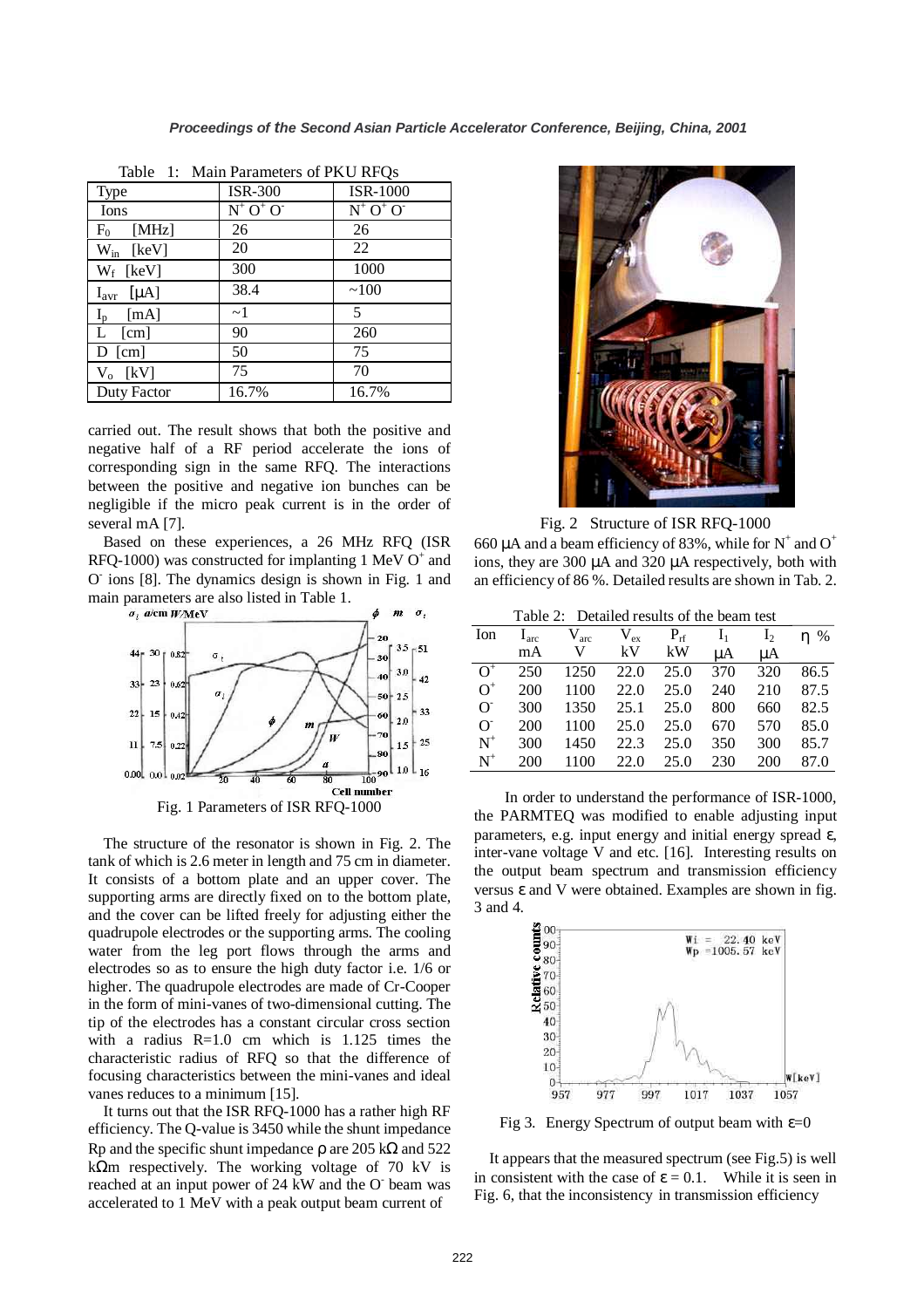Table 1: Main Parameters of PKU RFQs

| Type | ISR-300 | ISR-1000 |
|---|---|---|
| Ions | $N^+$ $O^+$ $O^-$ | $N^+$ $O^+$ $O^-$ |
| $F_0$ [MHz] | 26 | 26 |
| $W_{in}$ [keV] | 20 | 22 |
| $W_f$ [keV] | 300 | 1000 |
| $I_{avr}$ [μA] | 38.4 | ~100 |
| $I_p$ [mA] | ~1 | 5 |
| L [cm] | 90 | 260 |
| D [cm] | 50 | 75 |
| $V_o$ [kV] | 75 | 70 |
| Duty Factor | 16.7% | 16.7% |

carried out. The result shows that both the positive and negative half of a RF period accelerate the ions of corresponding sign in the same RFQ. The interactions between the positive and negative ion bunches can be negligible if the micro peak current is in the order of several mA [7].

Based on these experiences, a 26 MHz RFQ (ISR RFQ-1000) was constructed for implanting 1 MeV $O^+$ and $O^-$ ions [8]. The dynamics design is shown in Fig. 1 and main parameters are also listed in Table 1.

Fig. 1 Parameters of ISR RFQ-1000

The structure of the resonator is shown in Fig. 2. The tank of which is 2.6 meter in length and 75 cm in diameter. It consists of a bottom plate and an upper cover. The supporting arms are directly fixed on to the bottom plate, and the cover can be lifted freely for adjusting either the quadrupole electrodes or the supporting arms. The cooling water from the leg port flows through the arms and electrodes so as to ensure the high duty factor i.e. 1/6 or higher. The quadrupole electrodes are made of Cr-Cooper in the form of mini-vanes of two-dimensional cutting. The tip of the electrodes has a constant circular cross section with a radius R=1.0 cm which is 1.125 times the characteristic radius of RFQ so that the difference of focusing characteristics between the mini-vanes and ideal vanes reduces to a minimum [15].

It turns out that the ISR RFQ-1000 has a rather high RF efficiency. The Q-value is 3450 while the shunt impedance Rp and the specific shunt impedance ρ are 205 kΩ and 522 kΩm respectively. The working voltage of 70 kV is reached at an input power of 24 kW and the $O^-$ beam was accelerated to 1 MeV with a peak output beam current of 660 μA and a beam efficiency of 83%, while for $N^+$ and $O^+$ ions, they are 300 μA and 320 μA respectively, both with an efficiency of 86 %. Detailed results are shown in Tab. 2.

Fig. 2 Structure of ISR RFQ-1000

Table 2: Detailed results of the beam test

| Ion | $I_{arc}$ mA | $V_{arc}$ V | $V_{ex}$ kV | $P_{rf}$ kW | $I_1$ μA | $I_2$ μA | η % |
|---|---|---|---|---|---|---|---|
| $O^+$ | 250 | 1250 | 22.0 | 25.0 | 370 | 320 | 86.5 |
| $O^+$ | 200 | 1100 | 22.0 | 25.0 | 240 | 210 | 87.5 |
| $O^-$ | 300 | 1350 | 25.1 | 25.0 | 800 | 660 | 82.5 |
| $O^-$ | 200 | 1100 | 25.0 | 25.0 | 670 | 570 | 85.0 |
| $N^+$ | 300 | 1450 | 22.3 | 25.0 | 350 | 300 | 85.7 |
| $N^+$ | 200 | 1100 | 22.0 | 25.0 | 230 | 200 | 87.0 |

In order to understand the performance of ISR-1000, the PARMTEQ was modified to enable adjusting input parameters, e.g. input energy and initial energy spread ε, inter-vane voltage V and etc. [16]. Interesting results on the output beam spectrum and transmission efficiency versus ε and V were obtained. Examples are shown in fig. 3 and 4.

Fig 3. Energy Spectrum of output beam with ε=0

It appears that the measured spectrum (see Fig.5) is well in consistent with the case of ε = 0.1. While it is seen in Fig. 6, that the inconsistency in transmission efficiency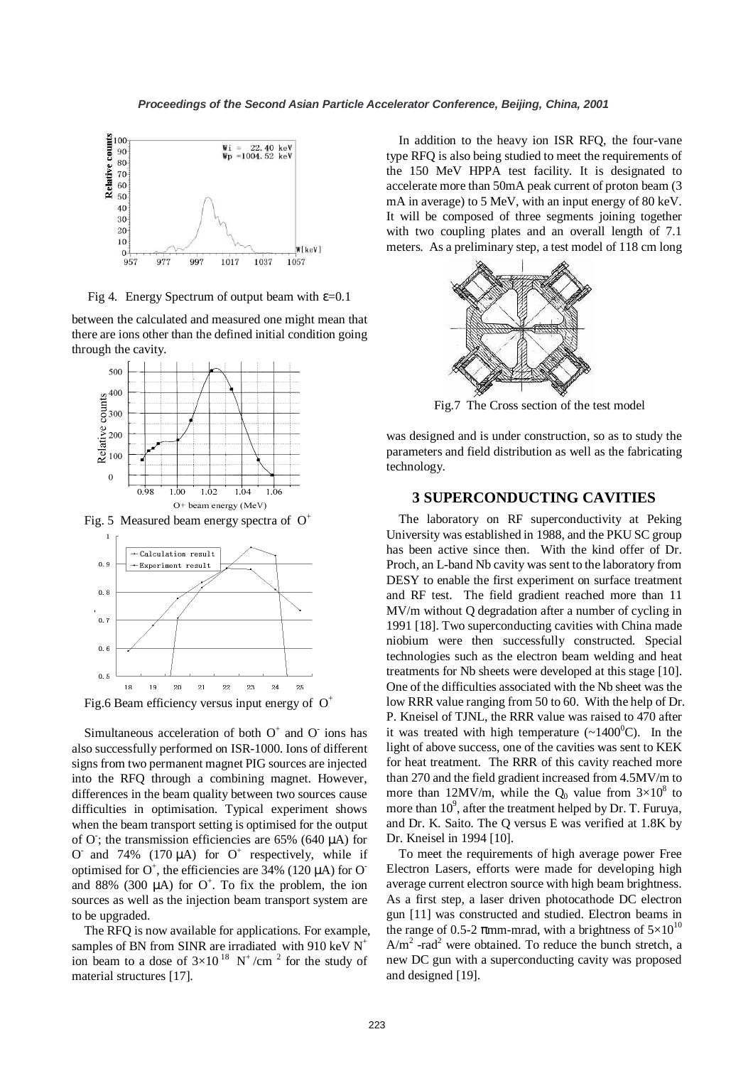Fig 4. Energy Spectrum of output beam with ε=0.1

between the calculated and measured one might mean that there are ions other than the defined initial condition going through the cavity.

Fig. 5 Measured beam energy spectra of $O^+$

Fig.6 Beam efficiency versus input energy of $O^+$

Simultaneous acceleration of both $O^+$ and $O^-$ ions has also successfully performed on ISR-1000. Ions of different signs from two permanent magnet PIG sources are injected into the RFQ through a combining magnet. However, differences in the beam quality between two sources cause difficulties in optimisation. Typical experiment shows when the beam transport setting is optimised for the output of $O^-$; the transmission efficiencies are 65% (640 μA) for $O^-$ and 74% (170 μA) for $O^+$ respectively, while if optimised for $O^+$, the efficiencies are 34% (120 μA) for $O^-$ and 88% (300 μA) for $O^+$. To fix the problem, the ion sources as well as the injection beam transport system are to be upgraded.

The RFQ is now available for applications. For example, samples of BN from SINR are irradiated with 910 keV $N^+$ ion beam to a dose of $3\times10^{18}$ $N^+/cm^2$ for the study of material structures [17].

In addition to the heavy ion ISR RFQ, the four-vane type RFQ is also being studied to meet the requirements of the 150 MeV HPPA test facility. It is designated to accelerate more than 50mA peak current of proton beam (3 mA in average) to 5 MeV, with an input energy of 80 keV. It will be composed of three segments joining together with two coupling plates and an overall length of 7.1 meters. As a preliminary step, a test model of 118 cm long was designed and is under construction, so as to study the parameters and field distribution as well as the fabricating technology.

Fig.7 The Cross section of the test model

## 3 SUPERCONDUCTING CAVITIES

The laboratory on RF superconductivity at Peking University was established in 1988, and the PKU SC group has been active since then. With the kind offer of Dr. Proch, an L-band Nb cavity was sent to the laboratory from DESY to enable the first experiment on surface treatment and RF test. The field gradient reached more than 11 MV/m without Q degradation after a number of cycling in 1991 [18]. Two superconducting cavities with China made niobium were then successfully constructed. Special technologies such as the electron beam welding and heat treatments for Nb sheets were developed at this stage [10]. One of the difficulties associated with the Nb sheet was the low RRR value ranging from 50 to 60. With the help of Dr. P. Kneisel of TJNL, the RRR value was raised to 470 after it was treated with high temperature (~$1400^0$C). In the light of above success, one of the cavities was sent to KEK for heat treatment. The RRR of this cavity reached more than 270 and the field gradient increased from 4.5MV/m to more than 12MV/m, while the $Q_0$ value from $3\times10^8$ to more than $10^9$, after the treatment helped by Dr. T. Furuya, and Dr. K. Saito. The Q versus E was verified at 1.8K by Dr. Kneisel in 1994 [10].

To meet the requirements of high average power Free Electron Lasers, efforts were made for developing high average current electron source with high beam brightness. As a first step, a laser driven photocathode DC electron gun [11] was constructed and studied. Electron beams in the range of 0.5-2 πmm-mrad, with a brightness of $5\times10^{10}$ $A/m^2$ -rad$^2$ were obtained. To reduce the bunch stretch, a new DC gun with a superconducting cavity was proposed and designed [19].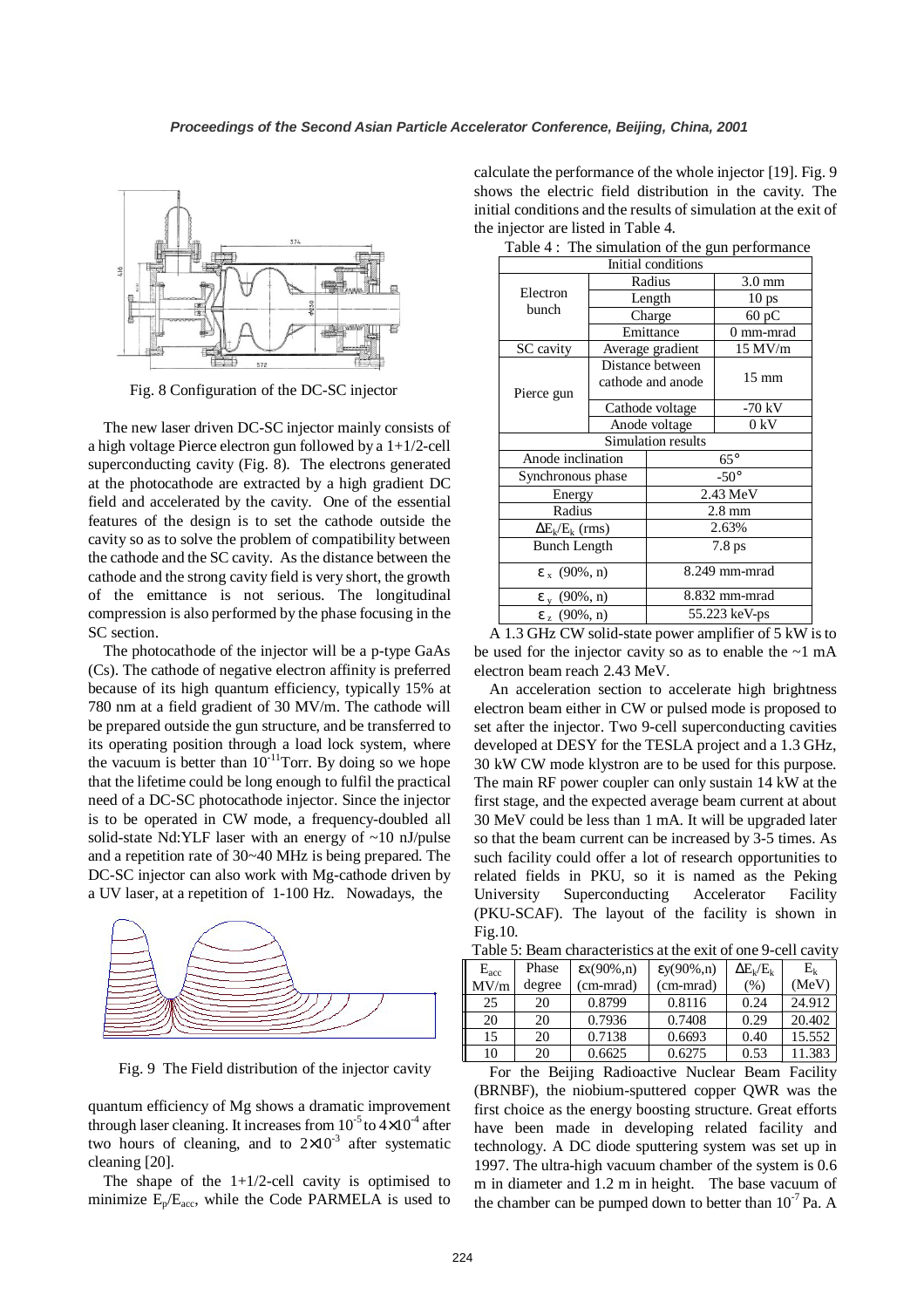Fig. 8 Configuration of the DC-SC injector

The new laser driven DC-SC injector mainly consists of a high voltage Pierce electron gun followed by a 1+1/2-cell superconducting cavity (Fig. 8). The electrons generated at the photocathode are extracted by a high gradient DC field and accelerated by the cavity. One of the essential features of the design is to set the cathode outside the cavity so as to solve the problem of compatibility between the cathode and the SC cavity. As the distance between the cathode and the strong cavity field is very short, the growth of the emittance is not serious. The longitudinal compression is also performed by the phase focusing in the SC section.

The photocathode of the injector will be a p-type GaAs (Cs). The cathode of negative electron affinity is preferred because of its high quantum efficiency, typically 15% at 780 nm at a field gradient of 30 MV/m. The cathode will be prepared outside the gun structure, and be transferred to its operating position through a load lock system, where the vacuum is better than $10^{-11}$Torr. By doing so we hope that the lifetime could be long enough to fulfil the practical need of a DC-SC photocathode injector. Since the injector is to be operated in CW mode, a frequency-doubled all solid-state Nd:YLF laser with an energy of ~10 nJ/pulse and a repetition rate of 30~40 MHz is being prepared. The DC-SC injector can also work with Mg-cathode driven by a UV laser, at a repetition of 1-100 Hz. Nowadays, the quantum efficiency of Mg shows a dramatic improvement through laser cleaning. It increases from $10^{-5}$ to $4\times10^{-4}$ after two hours of cleaning, and to $2\times10^{-3}$ after systematic cleaning [20].

Fig. 9 The Field distribution of the injector cavity

The shape of the 1+1/2-cell cavity is optimised to minimize $E_p/E_{acc}$, while the Code PARMELA is used to calculate the performance of the whole injector [19]. Fig. 9 shows the electric field distribution in the cavity. The initial conditions and the results of simulation at the exit of the injector are listed in Table 4.

Table 4 : The simulation of the gun performance

| Initial conditions | | |
|---|---|---|
| Electron bunch | Radius | 3.0 mm |
| | Length | 10 ps |
| | Charge | 60 pC |
| | Emittance | 0 mm-mrad |
| SC cavity | Average gradient | 15 MV/m |
| Pierce gun | Distance between cathode and anode | 15 mm |
| | Cathode voltage | -70 kV |
| | Anode voltage | 0 kV |
| **Simulation results** | | |
| Anode inclination | 65° | |
| Synchronous phase | -50° | |
| Energy | 2.43 MeV | |
| Radius | 2.8 mm | |
| $\Delta E_k/E_k$ (rms) | 2.63% | |
| Bunch Length | 7.8 ps | |
| $\varepsilon_x$ (90%, n) | 8.249 mm-mrad | |
| $\varepsilon_y$ (90%, n) | 8.832 mm-mrad | |
| $\varepsilon_z$ (90%, n) | 55.223 keV-ps | |

A 1.3 GHz CW solid-state power amplifier of 5 kW is to be used for the injector cavity so as to enable the ~1 mA electron beam reach 2.43 MeV.

An acceleration section to accelerate high brightness electron beam either in CW or pulsed mode is proposed to set after the injector. Two 9-cell superconducting cavities developed at DESY for the TESLA project and a 1.3 GHz, 30 kW CW mode klystron are to be used for this purpose. The main RF power coupler can only sustain 14 kW at the first stage, and the expected average beam current at about 30 MeV could be less than 1 mA. It will be upgraded later so that the beam current can be increased by 3-5 times. As such facility could offer a lot of research opportunities to related fields in PKU, so it is named as the Peking University Superconducting Accelerator Facility (PKU-SCAF). The layout of the facility is shown in Fig.10.

Table 5: Beam characteristics at the exit of one 9-cell cavity

| $E_{acc}$ MV/m | Phase degree | $\varepsilon x$(90%,n) (cm-mrad) | $\varepsilon y$(90%,n) (cm-mrad) | $\Delta E_k/E_k$ (%) | $E_k$ (MeV) |
|---|---|---|---|---|---|
| 25 | 20 | 0.8799 | 0.8116 | 0.24 | 24.912 |
| 20 | 20 | 0.7936 | 0.7408 | 0.29 | 20.402 |
| 15 | 20 | 0.7138 | 0.6693 | 0.40 | 15.552 |
| 10 | 20 | 0.6625 | 0.6275 | 0.53 | 11.383 |

For the Beijing Radioactive Nuclear Beam Facility (BRNBF), the niobium-sputtered copper QWR was the first choice as the energy boosting structure. Great efforts have been made in developing related facility and technology. A DC diode sputtering system was set up in 1997. The ultra-high vacuum chamber of the system is 0.6 m in diameter and 1.2 m in height. The base vacuum of the chamber can be pumped down to better than $10^{-7}$ Pa. A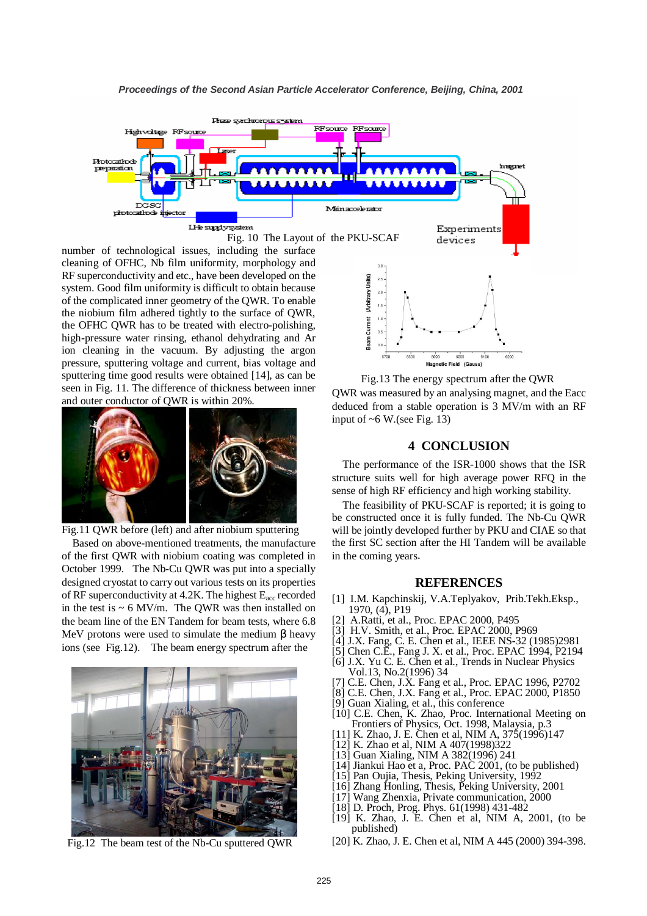Phase synchrotrons system

High voltage RF source

RF source RF source

Laser

Photocathode preparation

magnet

DC-SC photocathode injector

Main accelerator

LHe supply system

Experiments devices

Fig. 10 The Layout of the PKU-SCAF

number of technological issues, including the surface cleaning of OFHC, Nb film uniformity, morphology and RF superconductivity and etc., have been developed on the system. Good film uniformity is difficult to obtain because of the complicated inner geometry of the QWR. To enable the niobium film adhered tightly to the surface of QWR, the OFHC QWR has to be treated with electro-polishing, high-pressure water rinsing, ethanol dehydrating and Ar ion cleaning in the vacuum. By adjusting the argon pressure, sputtering voltage and current, bias voltage and sputtering time good results were obtained [14], as can be seen in Fig. 11. The difference of thickness between inner and outer conductor of QWR is within 20%.

Fig.11 QWR before (left) and after niobium sputtering

Based on above-mentioned treatments, the manufacture of the first QWR with niobium coating was completed in October 1999. The Nb-Cu QWR was put into a specially designed cryostat to carry out various tests on its properties of RF superconductivity at 4.2K. The highest $E_{acc}$ recorded in the test is ~ 6 MV/m. The QWR was then installed on the beam line of the EN Tandem for beam tests, where 6.8 MeV protons were used to simulate the medium $\beta$ heavy ions (see Fig.12). The beam energy spectrum after the QWR was measured by an analysing magnet, and the Eacc deduced from a stable operation is 3 MV/m with an RF input of ~6 W.(see Fig. 13)

Fig.12 The beam test of the Nb-Cu sputtered QWR

Beam Current (Arbitrary Units)

3.0
2.5
2.0
1.5
1.0
0.5
0.0

5700 5800 5900 6000 6100 6200

Magnetic Field (Gauss)

Fig.13 The energy spectrum after the QWR

## 4 CONCLUSION

The performance of the ISR-1000 shows that the ISR structure suits well for high average power RFQ in the sense of high RF efficiency and high working stability.

The feasibility of PKU-SCAF is reported; it is going to be constructed once it is fully funded. The Nb-Cu QWR will be jointly developed further by PKU and CIAE so that the first SC section after the HI Tandem will be available in the coming years.

## REFERENCES

[1] I.M. Kapchinskij, V.A.Teplyakov, Prib.Tekh.Eksp., 1970, (4), P19
[2] A.Ratti, et al., Proc. EPAC 2000, P495
[3] H.V. Smith, et al., Proc. EPAC 2000, P969
[4] J.X. Fang, C. E. Chen et al., IEEE NS-32 (1985)2981
[5] Chen C.E., Fang J. X. et al., Proc. EPAC 1994, P2194
[6] J.X. Yu C. E. Chen et al., Trends in Nuclear Physics Vol.13, No.2(1996) 34
[7] C.E. Chen, J.X. Fang et al., Proc. EPAC 1996, P2702
[8] C.E. Chen, J.X. Fang et al., Proc. EPAC 2000, P1850
[9] Guan Xialing, et al., this conference
[10] C.E. Chen, K. Zhao, Proc. International Meeting on Frontiers of Physics, Oct. 1998, Malaysia, p.3
[11] K. Zhao, J. E. Chen et al, NIM A, 375(1996)147
[12] K. Zhao et al, NIM A 407(1998)322
[13] Guan Xialing, NIM A 382(1996) 241
[14] Jiankui Hao et a, Proc. PAC 2001, (to be published)
[15] Pan Oujia, Thesis, Peking University, 1992
[16] Zhang Honling, Thesis, Peking University, 2001
[17] Wang Zhenxia, Private communication, 2000
[18] D. Proch, Prog. Phys. 61(1998) 431-482
[19] K. Zhao, J. E. Chen et al, NIM A, 2001, (to be published)
[20] K. Zhao, J. E. Chen et al, NIM A 445 (2000) 394-398.